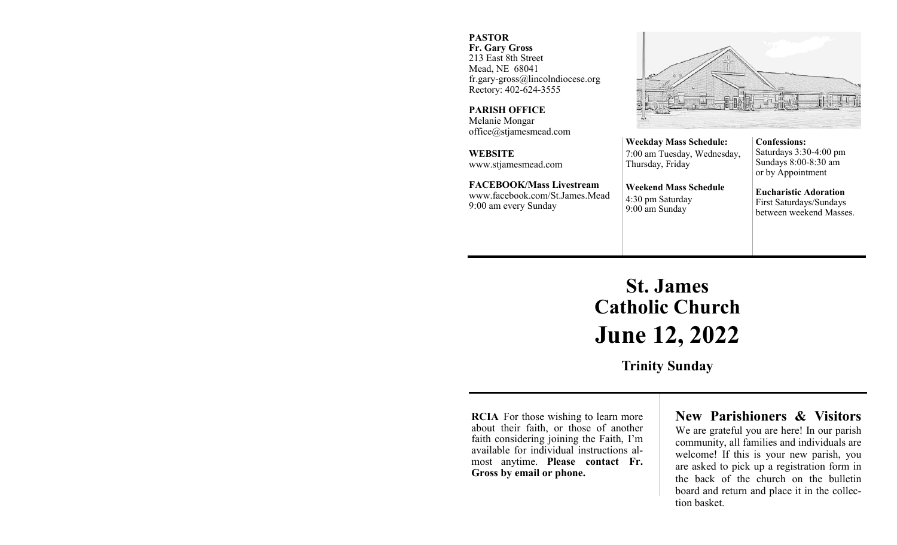**PASTOR**
**Fr. Gary Gross**
213 East 8th Street
Mead, NE 68041
fr.gary-gross@lincolndiocese.org
Rectory: 402-624-3555

**PARISH OFFICE**
Melanie Mongar
office@stjamesmead.com

**WEBSITE**
www.stjamesmead.com

**FACEBOOK/Mass Livestream**
www.facebook.com/St.James.Mead
9:00 am every Sunday

**Weekday Mass Schedule:**
7:00 am Tuesday, Wednesday, Thursday, Friday

**Weekend Mass Schedule**
4:30 pm Saturday
9:00 am Sunday

**Confessions:**
Saturdays 3:30-4:00 pm
Sundays 8:00-8:30 am
or by Appointment

**Eucharistic Adoration**
First Saturdays/Sundays between weekend Masses.

# St. James Catholic Church
# June 12, 2022

## Trinity Sunday

**RCIA** For those wishing to learn more about their faith, or those of another faith considering joining the Faith, I'm available for individual instructions almost anytime. **Please contact Fr. Gross by email or phone.**

## New Parishioners & Visitors

We are grateful you are here! In our parish community, all families and individuals are welcome! If this is your new parish, you are asked to pick up a registration form in the back of the church on the bulletin board and return and place it in the collection basket.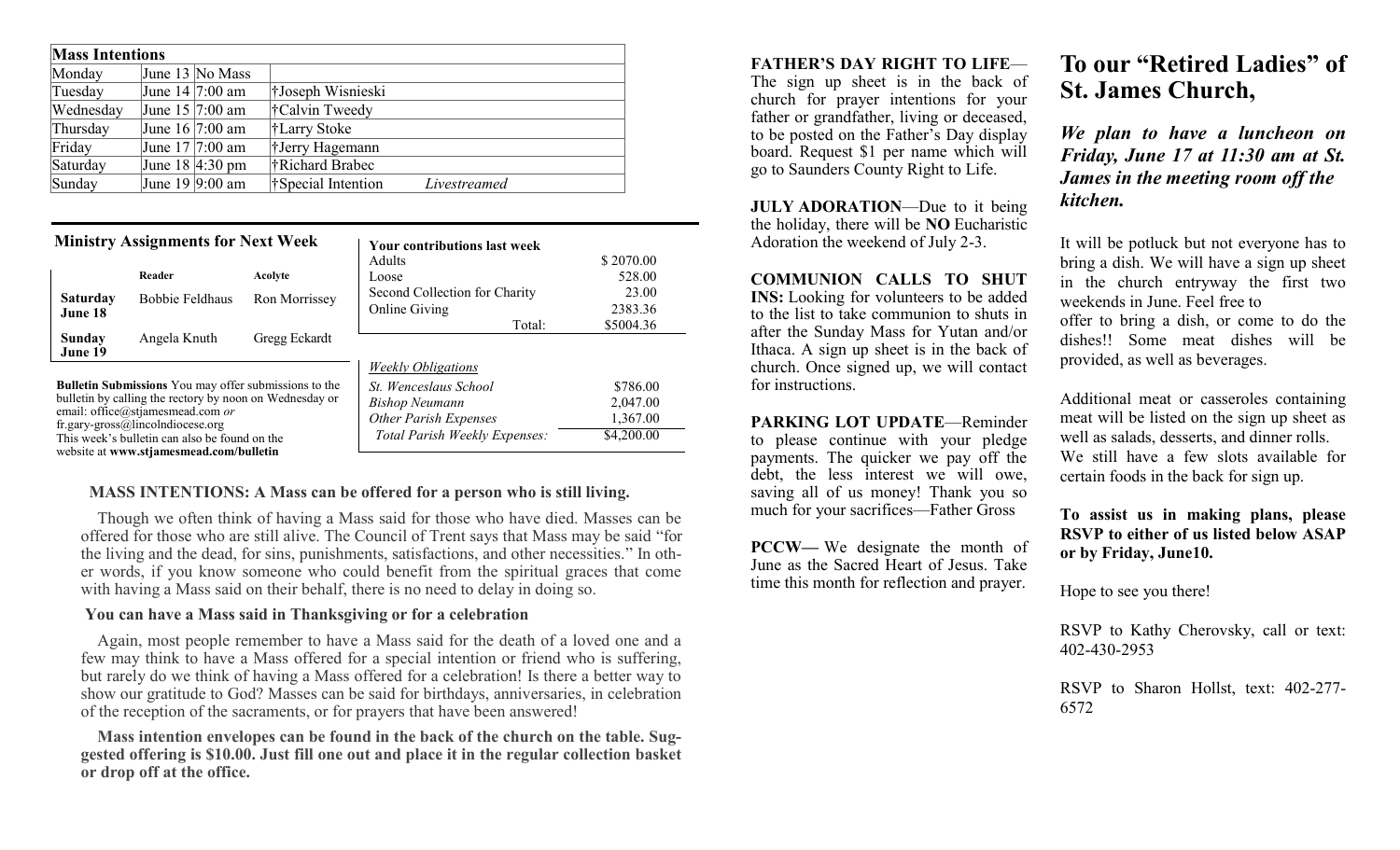| Mass Intentions | | | |
|---|---|---|---|
| Monday | June 13 | No Mass | |
| Tuesday | June 14 | 7:00 am | †Joseph Wisnieski |
| Wednesday | June 15 | 7:00 am | †Calvin Tweedy |
| Thursday | June 16 | 7:00 am | †Larry Stoke |
| Friday | June 17 | 7:00 am | †Jerry Hagemann |
| Saturday | June 18 | 4:30 pm | †Richard Brabec |
| Sunday | June 19 | 9:00 am | †Special Intention *Livestreamed* |

### Ministry Assignments for Next Week

| | Reader | Acolyte |
|---|---|---|
| **Saturday June 18** | Bobbie Feldhaus | Ron Morrissey |
| **Sunday June 19** | Angela Knuth | Gregg Eckardt |

**Bulletin Submissions** You may offer submissions to the bulletin by calling the rectory by noon on Wednesday or email: office@stjamesmead.com *or* fr.gary-gross@lincolndiocese.org
This week's bulletin can also be found on the website at **www.stjamesmead.com/bulletin**

| **Your contributions last week** | |
|---|---|
| Adults | $ 2070.00 |
| Loose | 528.00 |
| Second Collection for Charity | 23.00 |
| Online Giving | 2383.36 |
| Total: | $5004.36 |

| *Weekly Obligations* | |
|---|---|
| *St. Wenceslaus School* | $786.00 |
| *Bishop Neumann* | 2,047.00 |
| *Other Parish Expenses* | 1,367.00 |
| *Total Parish Weekly Expenses:* | $4,200.00 |

**MASS INTENTIONS: A Mass can be offered for a person who is still living.**

Though we often think of having a Mass said for those who have died. Masses can be offered for those who are still alive. The Council of Trent says that Mass may be said "for the living and the dead, for sins, punishments, satisfactions, and other necessities." In other words, if you know someone who could benefit from the spiritual graces that come with having a Mass said on their behalf, there is no need to delay in doing so.

**You can have a Mass said in Thanksgiving or for a celebration**

Again, most people remember to have a Mass said for the death of a loved one and a few may think to have a Mass offered for a special intention or friend who is suffering, but rarely do we think of having a Mass offered for a celebration! Is there a better way to show our gratitude to God? Masses can be said for birthdays, anniversaries, in celebration of the reception of the sacraments, or for prayers that have been answered!

**Mass intention envelopes can be found in the back of the church on the table. Suggested offering is $10.00. Just fill one out and place it in the regular collection basket or drop off at the office.**

**FATHER'S DAY RIGHT TO LIFE**—The sign up sheet is in the back of church for prayer intentions for your father or grandfather, living or deceased, to be posted on the Father's Day display board. Request $1 per name which will go to Saunders County Right to Life.

**JULY ADORATION**—Due to it being the holiday, there will be **NO** Eucharistic Adoration the weekend of July 2-3.

**COMMUNION CALLS TO SHUT INS:** Looking for volunteers to be added to the list to take communion to shuts in after the Sunday Mass for Yutan and/or Ithaca. A sign up sheet is in the back of church. Once signed up, we will contact for instructions.

**PARKING LOT UPDATE**—Reminder to please continue with your pledge payments. The quicker we pay off the debt, the less interest we will owe, saving all of us money! Thank you so much for your sacrifices—Father Gross

**PCCW—** We designate the month of June as the Sacred Heart of Jesus. Take time this month for reflection and prayer.

# To our "Retired Ladies" of St. James Church,

***We plan to have a luncheon on Friday, June 17 at 11:30 am at St. James in the meeting room off the kitchen.***

It will be potluck but not everyone has to bring a dish. We will have a sign up sheet in the church entryway the first two weekends in June. Feel free to offer to bring a dish, or come to do the dishes!! Some meat dishes will be provided, as well as beverages.

Additional meat or casseroles containing meat will be listed on the sign up sheet as well as salads, desserts, and dinner rolls. We still have a few slots available for certain foods in the back for sign up.

**To assist us in making plans, please RSVP to either of us listed below ASAP or by Friday, June10.**

Hope to see you there!

RSVP to Kathy Cherovsky, call or text: 402-430-2953

RSVP to Sharon Hollst, text: 402-277-6572